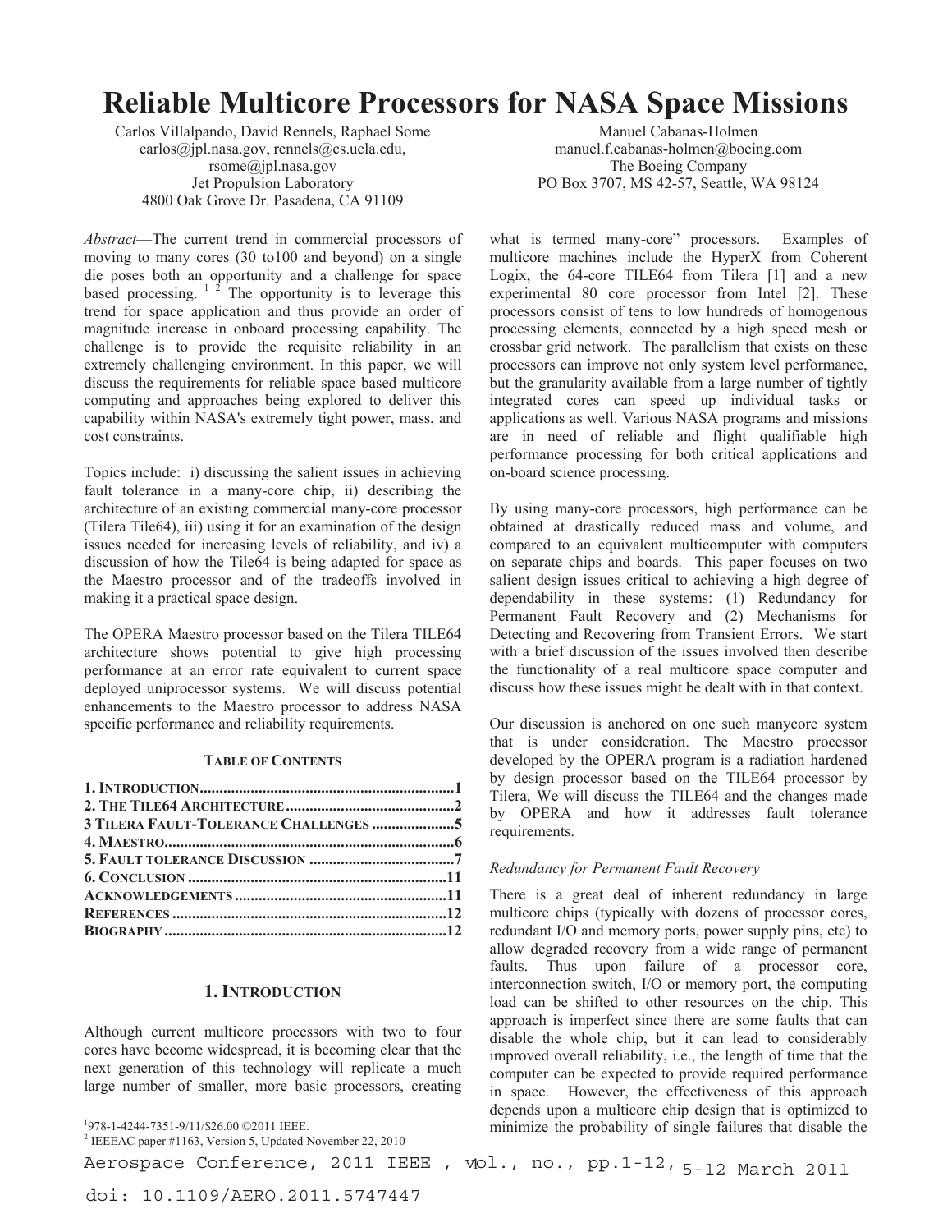# Reliable Multicore Processors for NASA Space Missions

Carlos Villalpando, David Rennels, Raphael Some
carlos@jpl.nasa.gov, rennels@cs.ucla.edu,
rsome@jpl.nasa.gov
Jet Propulsion Laboratory
4800 Oak Grove Dr. Pasadena, CA 91109

Manuel Cabanas-Holmen
manuel.f.cabanas-holmen@boeing.com
The Boeing Company
PO Box 3707, MS 42-57, Seattle, WA 98124

*Abstract*—The current trend in commercial processors of moving to many cores (30 to100 and beyond) on a single die poses both an opportunity and a challenge for space based processing. [1] [2] The opportunity is to leverage this trend for space application and thus provide an order of magnitude increase in onboard processing capability. The challenge is to provide the requisite reliability in an extremely challenging environment. In this paper, we will discuss the requirements for reliable space based multicore computing and approaches being explored to deliver this capability within NASA's extremely tight power, mass, and cost constraints.

Topics include: i) discussing the salient issues in achieving fault tolerance in a many-core chip, ii) describing the architecture of an existing commercial many-core processor (Tilera Tile64), iii) using it for an examination of the design issues needed for increasing levels of reliability, and iv) a discussion of how the Tile64 is being adapted for space as the Maestro processor and of the tradeoffs involved in making it a practical space design.

The OPERA Maestro processor based on the Tilera TILE64 architecture shows potential to give high processing performance at an error rate equivalent to current space deployed uniprocessor systems. We will discuss potential enhancements to the Maestro processor to address NASA specific performance and reliability requirements.

**TABLE OF CONTENTS**

- **1. INTRODUCTION** ........ 1
- **2. THE TILE64 ARCHITECTURE** ........ 2
- **3 TILERA FAULT-TOLERANCE CHALLENGES** ........ 5
- **4. MAESTRO** ........ 6
- **5. FAULT TOLERANCE DISCUSSION** ........ 7
- **6. CONCLUSION** ........ 11
- **ACKNOWLEDGEMENTS** ........ 11
- **REFERENCES** ........ 12
- **BIOGRAPHY** ........ 12

## 1. INTRODUCTION

Although current multicore processors with two to four cores have become widespread, it is becoming clear that the next generation of this technology will replicate a much large number of smaller, more basic processors, creating what is termed many-core" processors. Examples of multicore machines include the HyperX from Coherent Logix, the 64-core TILE64 from Tilera [1] and a new experimental 80 core processor from Intel [2]. These processors consist of tens to low hundreds of homogenous processing elements, connected by a high speed mesh or crossbar grid network. The parallelism that exists on these processors can improve not only system level performance, but the granularity available from a large number of tightly integrated cores can speed up individual tasks or applications as well. Various NASA programs and missions are in need of reliable and flight qualifiable high performance processing for both critical applications and on-board science processing.

By using many-core processors, high performance can be obtained at drastically reduced mass and volume, and compared to an equivalent multicomputer with computers on separate chips and boards. This paper focuses on two salient design issues critical to achieving a high degree of dependability in these systems: (1) Redundancy for Permanent Fault Recovery and (2) Mechanisms for Detecting and Recovering from Transient Errors. We start with a brief discussion of the issues involved then describe the functionality of a real multicore space computer and discuss how these issues might be dealt with in that context.

Our discussion is anchored on one such manycore system that is under consideration. The Maestro processor developed by the OPERA program is a radiation hardened by design processor based on the TILE64 processor by Tilera, We will discuss the TILE64 and the changes made by OPERA and how it addresses fault tolerance requirements.

*Redundancy for Permanent Fault Recovery*

There is a great deal of inherent redundancy in large multicore chips (typically with dozens of processor cores, redundant I/O and memory ports, power supply pins, etc) to allow degraded recovery from a wide range of permanent faults. Thus upon failure of a processor core, interconnection switch, I/O or memory port, the computing load can be shifted to other resources on the chip. This approach is imperfect since there are some faults that can disable the whole chip, but it can lead to considerably improved overall reliability, i.e., the length of time that the computer can be expected to provide required performance in space. However, the effectiveness of this approach depends upon a multicore chip design that is optimized to minimize the probability of single failures that disable the

[1] 978-1-4244-7351-9/11/$26.00 ©2011 IEEE.
[2] IEEEAC paper #1163, Version 5, Updated November 22, 2010

Aerospace Conference, 2011 IEEE , vol., no., pp.1-12, 5-12 March 2011

doi: 10.1109/AERO.2011.5747447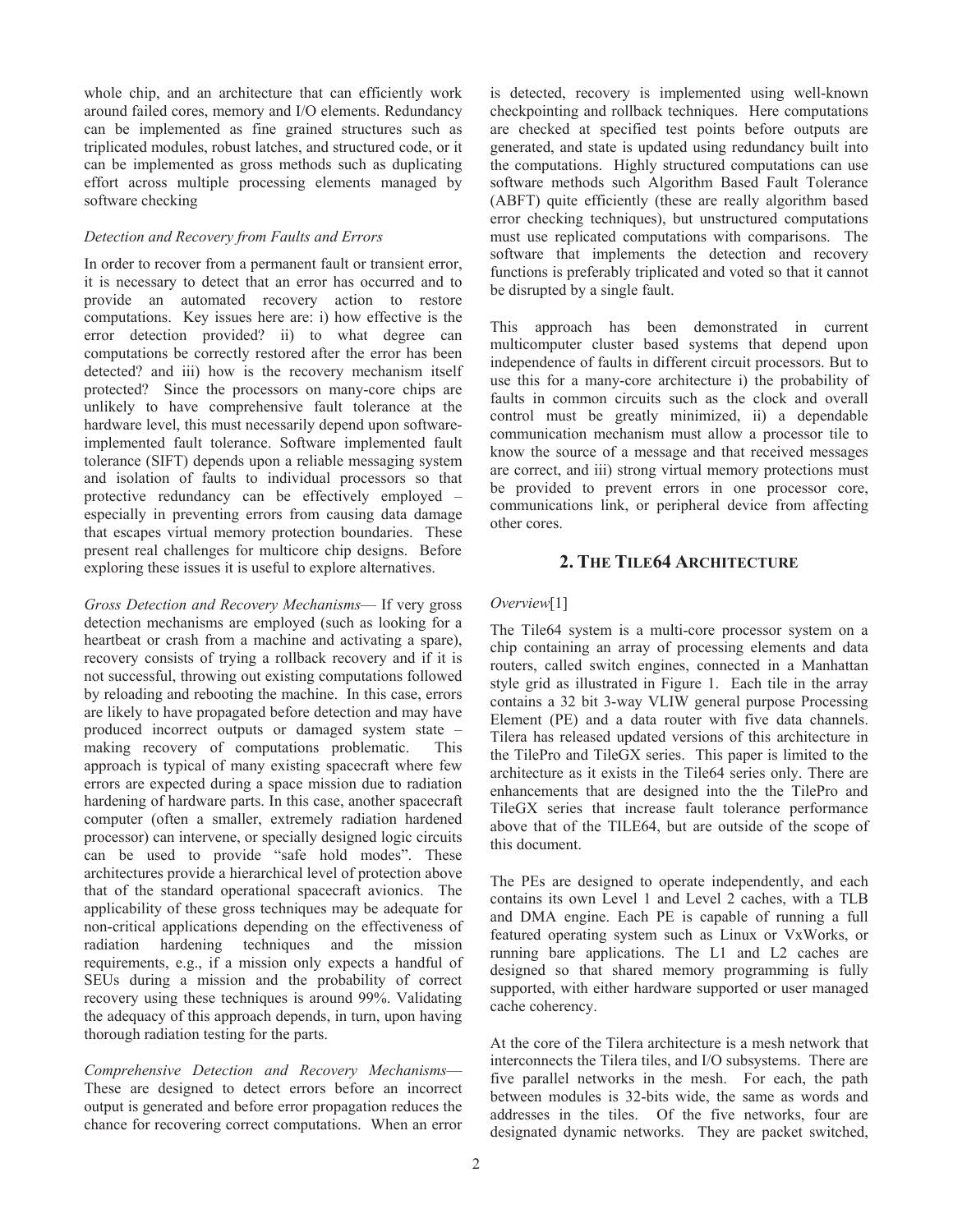whole chip, and an architecture that can efficiently work around failed cores, memory and I/O elements. Redundancy can be implemented as fine grained structures such as triplicated modules, robust latches, and structured code, or it can be implemented as gross methods such as duplicating effort across multiple processing elements managed by software checking

*Detection and Recovery from Faults and Errors*

In order to recover from a permanent fault or transient error, it is necessary to detect that an error has occurred and to provide an automated recovery action to restore computations. Key issues here are: i) how effective is the error detection provided? ii) to what degree can computations be correctly restored after the error has been detected? and iii) how is the recovery mechanism itself protected? Since the processors on many-core chips are unlikely to have comprehensive fault tolerance at the hardware level, this must necessarily depend upon software-implemented fault tolerance. Software implemented fault tolerance (SIFT) depends upon a reliable messaging system and isolation of faults to individual processors so that protective redundancy can be effectively employed – especially in preventing errors from causing data damage that escapes virtual memory protection boundaries. These present real challenges for multicore chip designs. Before exploring these issues it is useful to explore alternatives.

*Gross Detection and Recovery Mechanisms*— If very gross detection mechanisms are employed (such as looking for a heartbeat or crash from a machine and activating a spare), recovery consists of trying a rollback recovery and if it is not successful, throwing out existing computations followed by reloading and rebooting the machine. In this case, errors are likely to have propagated before detection and may have produced incorrect outputs or damaged system state – making recovery of computations problematic. This approach is typical of many existing spacecraft where few errors are expected during a space mission due to radiation hardening of hardware parts. In this case, another spacecraft computer (often a smaller, extremely radiation hardened processor) can intervene, or specially designed logic circuits can be used to provide "safe hold modes". These architectures provide a hierarchical level of protection above that of the standard operational spacecraft avionics. The applicability of these gross techniques may be adequate for non-critical applications depending on the effectiveness of radiation hardening techniques and the mission requirements, e.g., if a mission only expects a handful of SEUs during a mission and the probability of correct recovery using these techniques is around 99%. Validating the adequacy of this approach depends, in turn, upon having thorough radiation testing for the parts.

*Comprehensive Detection and Recovery Mechanisms*— These are designed to detect errors before an incorrect output is generated and before error propagation reduces the chance for recovering correct computations. When an error is detected, recovery is implemented using well-known checkpointing and rollback techniques. Here computations are checked at specified test points before outputs are generated, and state is updated using redundancy built into the computations. Highly structured computations can use software methods such Algorithm Based Fault Tolerance (ABFT) quite efficiently (these are really algorithm based error checking techniques), but unstructured computations must use replicated computations with comparisons. The software that implements the detection and recovery functions is preferably triplicated and voted so that it cannot be disrupted by a single fault.

This approach has been demonstrated in current multicomputer cluster based systems that depend upon independence of faults in different circuit processors. But to use this for a many-core architecture i) the probability of faults in common circuits such as the clock and overall control must be greatly minimized, ii) a dependable communication mechanism must allow a processor tile to know the source of a message and that received messages are correct, and iii) strong virtual memory protections must be provided to prevent errors in one processor core, communications link, or peripheral device from affecting other cores.

## 2. The Tile64 Architecture

*Overview*[1]

The Tile64 system is a multi-core processor system on a chip containing an array of processing elements and data routers, called switch engines, connected in a Manhattan style grid as illustrated in Figure 1. Each tile in the array contains a 32 bit 3-way VLIW general purpose Processing Element (PE) and a data router with five data channels. Tilera has released updated versions of this architecture in the TilePro and TileGX series. This paper is limited to the architecture as it exists in the Tile64 series only. There are enhancements that are designed into the the TilePro and TileGX series that increase fault tolerance performance above that of the TILE64, but are outside of the scope of this document.

The PEs are designed to operate independently, and each contains its own Level 1 and Level 2 caches, with a TLB and DMA engine. Each PE is capable of running a full featured operating system such as Linux or VxWorks, or running bare applications. The L1 and L2 caches are designed so that shared memory programming is fully supported, with either hardware supported or user managed cache coherency.

At the core of the Tilera architecture is a mesh network that interconnects the Tilera tiles, and I/O subsystems. There are five parallel networks in the mesh. For each, the path between modules is 32-bits wide, the same as words and addresses in the tiles. Of the five networks, four are designated dynamic networks. They are packet switched,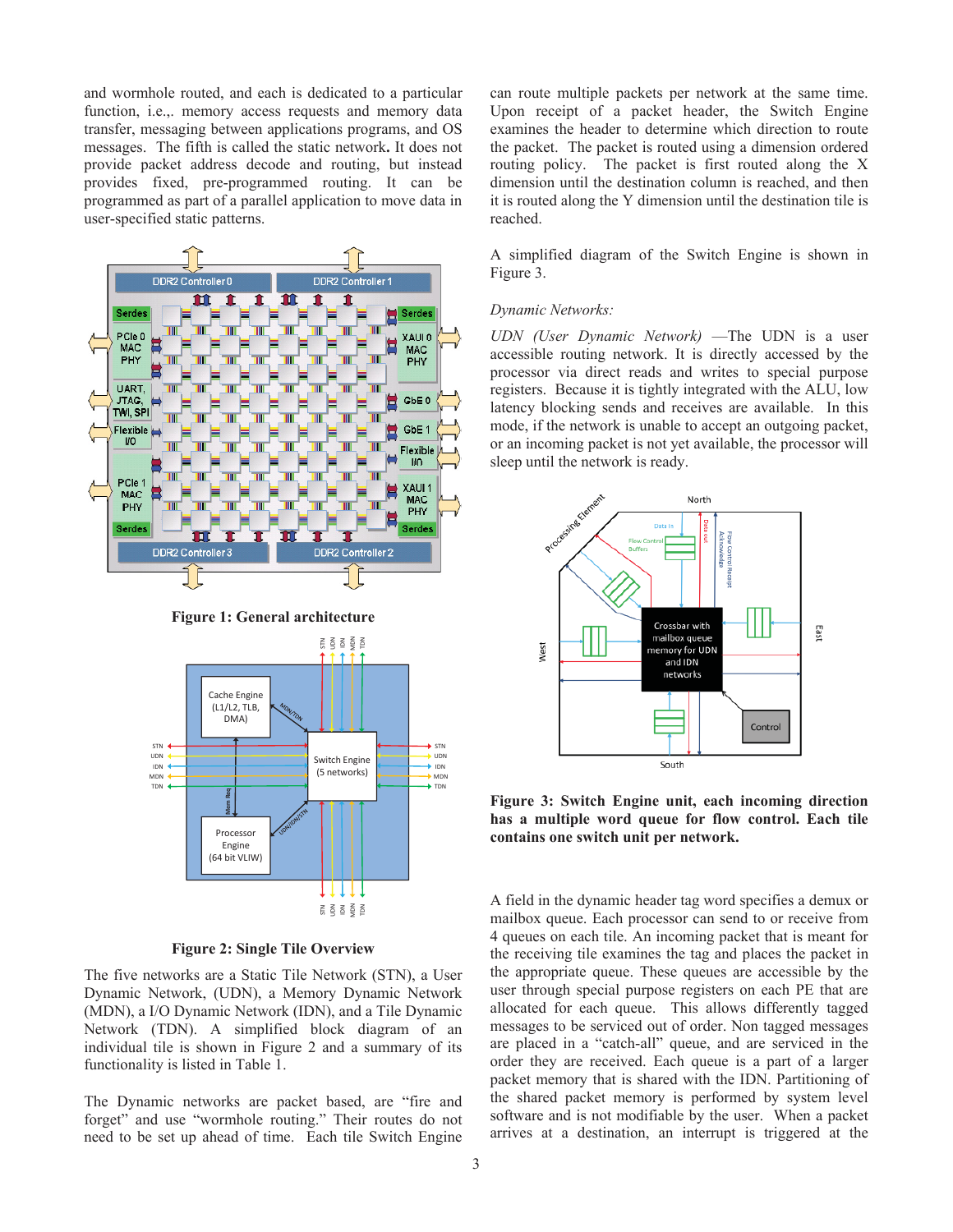and wormhole routed, and each is dedicated to a particular function, i.e.,. memory access requests and memory data transfer, messaging between applications programs, and OS messages. The fifth is called the static network**.** It does not provide packet address decode and routing, but instead provides fixed, pre-programmed routing. It can be programmed as part of a parallel application to move data in user-specified static patterns.

**Figure 1: General architecture**

**Figure 2: Single Tile Overview**

The five networks are a Static Tile Network (STN), a User Dynamic Network, (UDN), a Memory Dynamic Network (MDN), a I/O Dynamic Network (IDN), and a Tile Dynamic Network (TDN). A simplified block diagram of an individual tile is shown in Figure 2 and a summary of its functionality is listed in Table 1.

The Dynamic networks are packet based, are "fire and forget" and use "wormhole routing." Their routes do not need to be set up ahead of time. Each tile Switch Engine can route multiple packets per network at the same time. Upon receipt of a packet header, the Switch Engine examines the header to determine which direction to route the packet. The packet is routed using a dimension ordered routing policy. The packet is first routed along the X dimension until the destination column is reached, and then it is routed along the Y dimension until the destination tile is reached.

A simplified diagram of the Switch Engine is shown in Figure 3.

*Dynamic Networks:*

*UDN (User Dynamic Network)* —The UDN is a user accessible routing network. It is directly accessed by the processor via direct reads and writes to special purpose registers. Because it is tightly integrated with the ALU, low latency blocking sends and receives are available. In this mode, if the network is unable to accept an outgoing packet, or an incoming packet is not yet available, the processor will sleep until the network is ready.

**Figure 3: Switch Engine unit, each incoming direction has a multiple word queue for flow control. Each tile contains one switch unit per network.**

A field in the dynamic header tag word specifies a demux or mailbox queue. Each processor can send to or receive from 4 queues on each tile. An incoming packet that is meant for the receiving tile examines the tag and places the packet in the appropriate queue. These queues are accessible by the user through special purpose registers on each PE that are allocated for each queue. This allows differently tagged messages to be serviced out of order. Non tagged messages are placed in a "catch-all" queue, and are serviced in the order they are received. Each queue is a part of a larger packet memory that is shared with the IDN. Partitioning of the shared packet memory is performed by system level software and is not modifiable by the user. When a packet arrives at a destination, an interrupt is triggered at the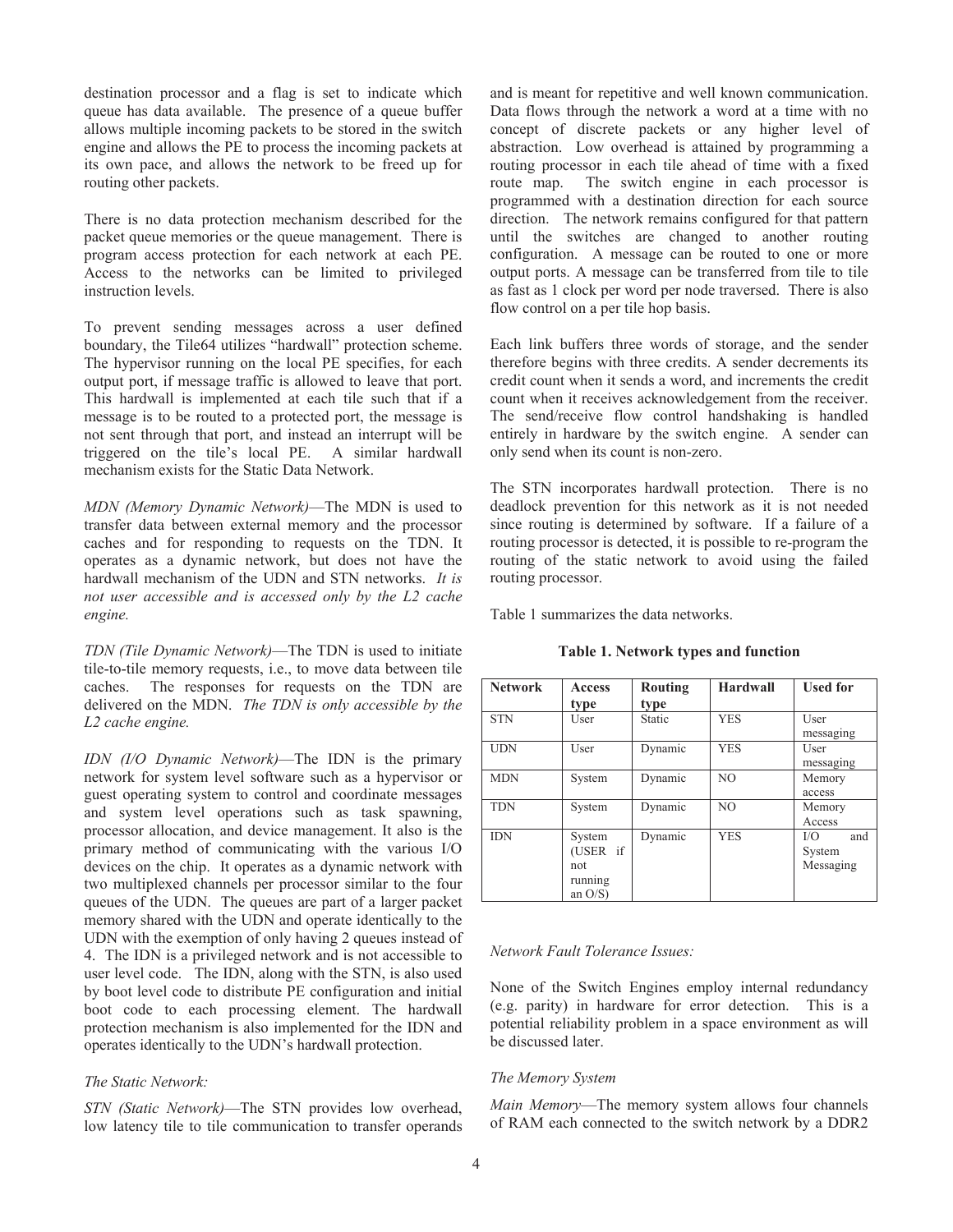destination processor and a flag is set to indicate which queue has data available. The presence of a queue buffer allows multiple incoming packets to be stored in the switch engine and allows the PE to process the incoming packets at its own pace, and allows the network to be freed up for routing other packets.

There is no data protection mechanism described for the packet queue memories or the queue management. There is program access protection for each network at each PE. Access to the networks can be limited to privileged instruction levels.

To prevent sending messages across a user defined boundary, the Tile64 utilizes "hardwall" protection scheme. The hypervisor running on the local PE specifies, for each output port, if message traffic is allowed to leave that port. This hardwall is implemented at each tile such that if a message is to be routed to a protected port, the message is not sent through that port, and instead an interrupt will be triggered on the tile's local PE. A similar hardwall mechanism exists for the Static Data Network.

*MDN (Memory Dynamic Network)*—The MDN is used to transfer data between external memory and the processor caches and for responding to requests on the TDN. It operates as a dynamic network, but does not have the hardwall mechanism of the UDN and STN networks. *It is not user accessible and is accessed only by the L2 cache engine.*

*TDN (Tile Dynamic Network)*—The TDN is used to initiate tile-to-tile memory requests, i.e., to move data between tile caches. The responses for requests on the TDN are delivered on the MDN. *The TDN is only accessible by the L2 cache engine.*

*IDN (I/O Dynamic Network)*—The IDN is the primary network for system level software such as a hypervisor or guest operating system to control and coordinate messages and system level operations such as task spawning, processor allocation, and device management. It also is the primary method of communicating with the various I/O devices on the chip. It operates as a dynamic network with two multiplexed channels per processor similar to the four queues of the UDN. The queues are part of a larger packet memory shared with the UDN and operate identically to the UDN with the exemption of only having 2 queues instead of 4. The IDN is a privileged network and is not accessible to user level code. The IDN, along with the STN, is also used by boot level code to distribute PE configuration and initial boot code to each processing element. The hardwall protection mechanism is also implemented for the IDN and operates identically to the UDN's hardwall protection.

*The Static Network:*

*STN (Static Network)*—The STN provides low overhead, low latency tile to tile communication to transfer operands and is meant for repetitive and well known communication. Data flows through the network a word at a time with no concept of discrete packets or any higher level of abstraction. Low overhead is attained by programming a routing processor in each tile ahead of time with a fixed route map. The switch engine in each processor is programmed with a destination direction for each source direction. The network remains configured for that pattern until the switches are changed to another routing configuration. A message can be routed to one or more output ports. A message can be transferred from tile to tile as fast as 1 clock per word per node traversed. There is also flow control on a per tile hop basis.

Each link buffers three words of storage, and the sender therefore begins with three credits. A sender decrements its credit count when it sends a word, and increments the credit count when it receives acknowledgement from the receiver. The send/receive flow control handshaking is handled entirely in hardware by the switch engine. A sender can only send when its count is non-zero.

The STN incorporates hardwall protection. There is no deadlock prevention for this network as it is not needed since routing is determined by software. If a failure of a routing processor is detected, it is possible to re-program the routing of the static network to avoid using the failed routing processor.

Table 1 summarizes the data networks.

**Table 1. Network types and function**

| Network | Access type | Routing type | Hardwall | Used for |
|---|---|---|---|---|
| STN | User | Static | YES | User messaging |
| UDN | User | Dynamic | YES | User messaging |
| MDN | System | Dynamic | NO | Memory access |
| TDN | System | Dynamic | NO | Memory Access |
| IDN | System (USER if not running an O/S) | Dynamic | YES | I/O and System Messaging |

*Network Fault Tolerance Issues:*

None of the Switch Engines employ internal redundancy (e.g. parity) in hardware for error detection. This is a potential reliability problem in a space environment as will be discussed later.

*The Memory System*

*Main Memory*—The memory system allows four channels of RAM each connected to the switch network by a DDR2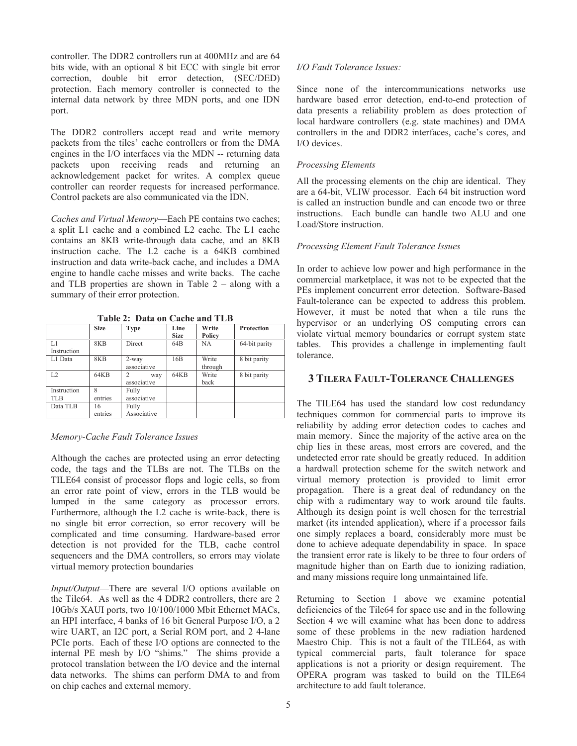controller. The DDR2 controllers run at 400MHz and are 64 bits wide, with an optional 8 bit ECC with single bit error correction, double bit error detection, (SEC/DED) protection. Each memory controller is connected to the internal data network by three MDN ports, and one IDN port.

The DDR2 controllers accept read and write memory packets from the tiles' cache controllers or from the DMA engines in the I/O interfaces via the MDN -- returning data packets upon receiving reads and returning an acknowledgement packet for writes. A complex queue controller can reorder requests for increased performance. Control packets are also communicated via the IDN.

*Caches and Virtual Memory*—Each PE contains two caches; a split L1 cache and a combined L2 cache. The L1 cache contains an 8KB write-through data cache, and an 8KB instruction cache. The L2 cache is a 64KB combined instruction and data write-back cache, and includes a DMA engine to handle cache misses and write backs. The cache and TLB properties are shown in Table 2 – along with a summary of their error protection.

**Table 2: Data on Cache and TLB**

| | Size | Type | Line Size | Write Policy | Protection |
|---|---|---|---|---|---|
| L1 Instruction | 8KB | Direct | 64B | NA | 64-bit parity |
| L1 Data | 8KB | 2-way associative | 16B | Write through | 8 bit parity |
| L2 | 64KB | 2 way associative | 64KB | Write back | 8 bit parity |
| Instruction TLB | 8 entries | Fully associative | | | |
| Data TLB | 16 entries | Fully Associative | | | |

*Memory-Cache Fault Tolerance Issues*

Although the caches are protected using an error detecting code, the tags and the TLBs are not. The TLBs on the TILE64 consist of processor flops and logic cells, so from an error rate point of view, errors in the TLB would be lumped in the same category as processor errors. Furthermore, although the L2 cache is write-back, there is no single bit error correction, so error recovery will be complicated and time consuming. Hardware-based error detection is not provided for the TLB, cache control sequencers and the DMA controllers, so errors may violate virtual memory protection boundaries

*Input/Output*—There are several I/O options available on the Tile64. As well as the 4 DDR2 controllers, there are 2 10Gb/s XAUI ports, two 10/100/1000 Mbit Ethernet MACs, an HPI interface, 4 banks of 16 bit General Purpose I/O, a 2 wire UART, an I2C port, a Serial ROM port, and 2 4-lane PCIe ports. Each of these I/O options are connected to the internal PE mesh by I/O "shims." The shims provide a protocol translation between the I/O device and the internal data networks. The shims can perform DMA to and from on chip caches and external memory.

*I/O Fault Tolerance Issues:*

Since none of the intercommunications networks use hardware based error detection, end-to-end protection of data presents a reliability problem as does protection of local hardware controllers (e.g. state machines) and DMA controllers in the and DDR2 interfaces, cache's cores, and I/O devices.

*Processing Elements*

All the processing elements on the chip are identical. They are a 64-bit, VLIW processor. Each 64 bit instruction word is called an instruction bundle and can encode two or three instructions. Each bundle can handle two ALU and one Load/Store instruction.

*Processing Element Fault Tolerance Issues*

In order to achieve low power and high performance in the commercial marketplace, it was not to be expected that the PEs implement concurrent error detection. Software-Based Fault-tolerance can be expected to address this problem. However, it must be noted that when a tile runs the hypervisor or an underlying OS computing errors can violate virtual memory boundaries or corrupt system state tables. This provides a challenge in implementing fault tolerance.

## 3 TILERA FAULT-TOLERANCE CHALLENGES

The TILE64 has used the standard low cost redundancy techniques common for commercial parts to improve its reliability by adding error detection codes to caches and main memory. Since the majority of the active area on the chip lies in these areas, most errors are covered, and the undetected error rate should be greatly reduced. In addition a hardwall protection scheme for the switch network and virtual memory protection is provided to limit error propagation. There is a great deal of redundancy on the chip with a rudimentary way to work around tile faults. Although its design point is well chosen for the terrestrial market (its intended application), where if a processor fails one simply replaces a board, considerably more must be done to achieve adequate dependability in space. In space the transient error rate is likely to be three to four orders of magnitude higher than on Earth due to ionizing radiation, and many missions require long unmaintained life.

Returning to Section 1 above we examine potential deficiencies of the Tile64 for space use and in the following Section 4 we will examine what has been done to address some of these problems in the new radiation hardened Maestro Chip. This is not a fault of the TILE64, as with typical commercial parts, fault tolerance for space applications is not a priority or design requirement. The OPERA program was tasked to build on the TILE64 architecture to add fault tolerance.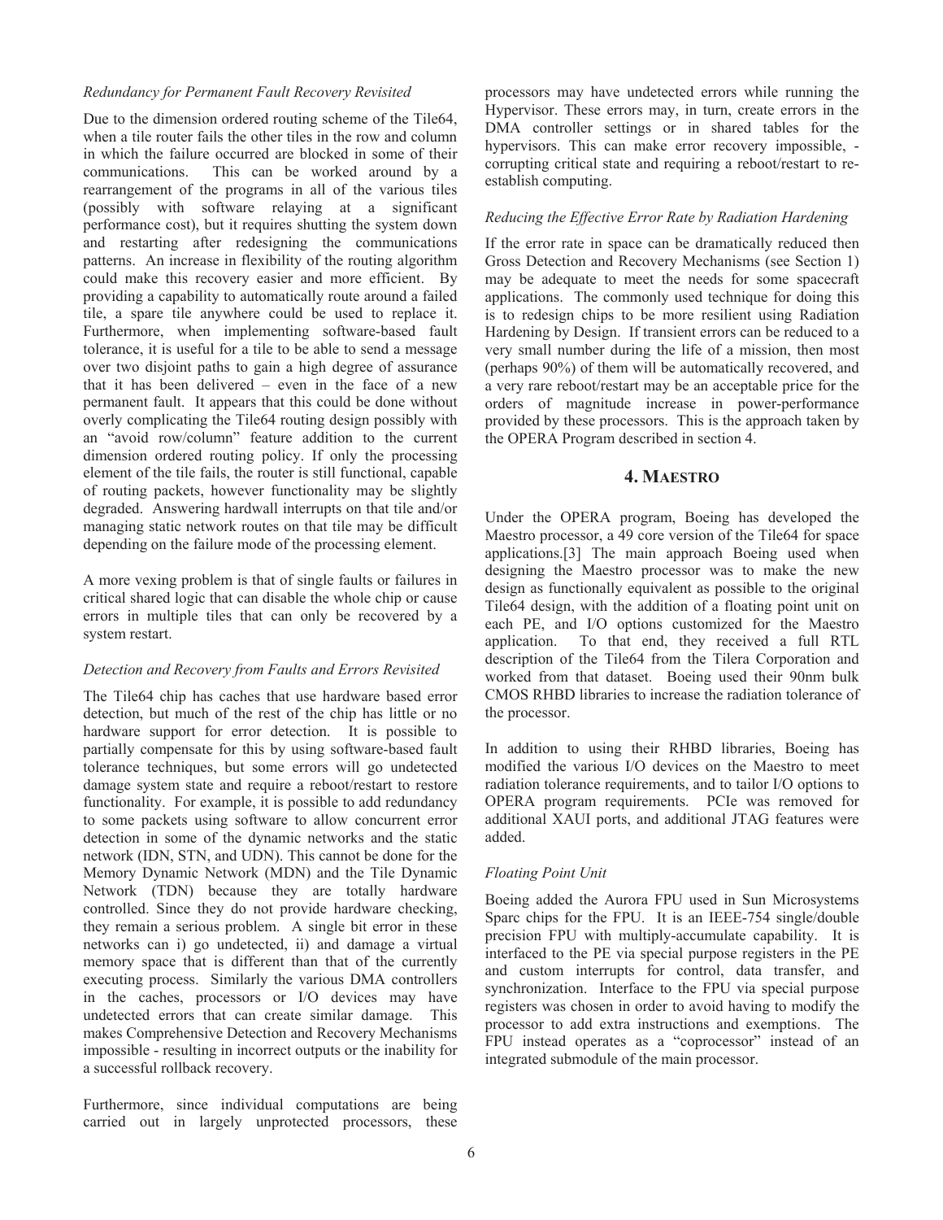*Redundancy for Permanent Fault Recovery Revisited*

Due to the dimension ordered routing scheme of the Tile64, when a tile router fails the other tiles in the row and column in which the failure occurred are blocked in some of their communications. This can be worked around by a rearrangement of the programs in all of the various tiles (possibly with software relaying at a significant performance cost), but it requires shutting the system down and restarting after redesigning the communications patterns. An increase in flexibility of the routing algorithm could make this recovery easier and more efficient. By providing a capability to automatically route around a failed tile, a spare tile anywhere could be used to replace it. Furthermore, when implementing software-based fault tolerance, it is useful for a tile to be able to send a message over two disjoint paths to gain a high degree of assurance that it has been delivered – even in the face of a new permanent fault. It appears that this could be done without overly complicating the Tile64 routing design possibly with an "avoid row/column" feature addition to the current dimension ordered routing policy. If only the processing element of the tile fails, the router is still functional, capable of routing packets, however functionality may be slightly degraded. Answering hardwall interrupts on that tile and/or managing static network routes on that tile may be difficult depending on the failure mode of the processing element.

A more vexing problem is that of single faults or failures in critical shared logic that can disable the whole chip or cause errors in multiple tiles that can only be recovered by a system restart.

*Detection and Recovery from Faults and Errors Revisited*

The Tile64 chip has caches that use hardware based error detection, but much of the rest of the chip has little or no hardware support for error detection. It is possible to partially compensate for this by using software-based fault tolerance techniques, but some errors will go undetected damage system state and require a reboot/restart to restore functionality. For example, it is possible to add redundancy to some packets using software to allow concurrent error detection in some of the dynamic networks and the static network (IDN, STN, and UDN). This cannot be done for the Memory Dynamic Network (MDN) and the Tile Dynamic Network (TDN) because they are totally hardware controlled. Since they do not provide hardware checking, they remain a serious problem. A single bit error in these networks can i) go undetected, ii) and damage a virtual memory space that is different than that of the currently executing process. Similarly the various DMA controllers in the caches, processors or I/O devices may have undetected errors that can create similar damage. This makes Comprehensive Detection and Recovery Mechanisms impossible - resulting in incorrect outputs or the inability for a successful rollback recovery.

Furthermore, since individual computations are being carried out in largely unprotected processors, these processors may have undetected errors while running the Hypervisor. These errors may, in turn, create errors in the DMA controller settings or in shared tables for the hypervisors. This can make error recovery impossible, - corrupting critical state and requiring a reboot/restart to re-establish computing.

*Reducing the Effective Error Rate by Radiation Hardening*

If the error rate in space can be dramatically reduced then Gross Detection and Recovery Mechanisms (see Section 1) may be adequate to meet the needs for some spacecraft applications. The commonly used technique for doing this is to redesign chips to be more resilient using Radiation Hardening by Design. If transient errors can be reduced to a very small number during the life of a mission, then most (perhaps 90%) of them will be automatically recovered, and a very rare reboot/restart may be an acceptable price for the orders of magnitude increase in power-performance provided by these processors. This is the approach taken by the OPERA Program described in section 4.

## 4. MAESTRO

Under the OPERA program, Boeing has developed the Maestro processor, a 49 core version of the Tile64 for space applications.[3] The main approach Boeing used when designing the Maestro processor was to make the new design as functionally equivalent as possible to the original Tile64 design, with the addition of a floating point unit on each PE, and I/O options customized for the Maestro application. To that end, they received a full RTL description of the Tile64 from the Tilera Corporation and worked from that dataset. Boeing used their 90nm bulk CMOS RHBD libraries to increase the radiation tolerance of the processor.

In addition to using their RHBD libraries, Boeing has modified the various I/O devices on the Maestro to meet radiation tolerance requirements, and to tailor I/O options to OPERA program requirements. PCIe was removed for additional XAUI ports, and additional JTAG features were added.

*Floating Point Unit*

Boeing added the Aurora FPU used in Sun Microsystems Sparc chips for the FPU. It is an IEEE-754 single/double precision FPU with multiply-accumulate capability. It is interfaced to the PE via special purpose registers in the PE and custom interrupts for control, data transfer, and synchronization. Interface to the FPU via special purpose registers was chosen in order to avoid having to modify the processor to add extra instructions and exemptions. The FPU instead operates as a "coprocessor" instead of an integrated submodule of the main processor.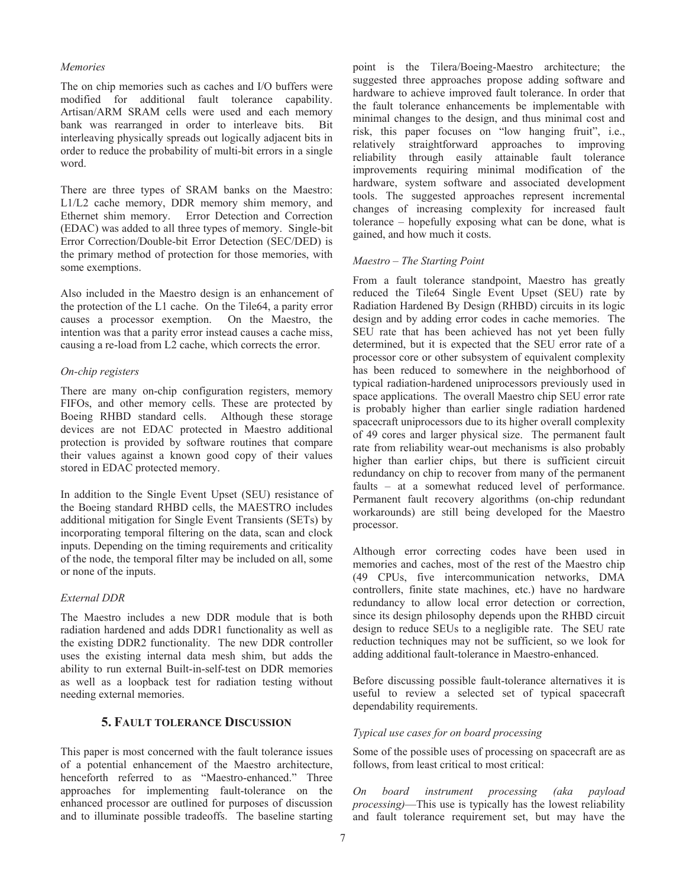*Memories*

The on chip memories such as caches and I/O buffers were modified for additional fault tolerance capability. Artisan/ARM SRAM cells were used and each memory bank was rearranged in order to interleave bits. Bit interleaving physically spreads out logically adjacent bits in order to reduce the probability of multi-bit errors in a single word.

There are three types of SRAM banks on the Maestro: L1/L2 cache memory, DDR memory shim memory, and Ethernet shim memory. Error Detection and Correction (EDAC) was added to all three types of memory. Single-bit Error Correction/Double-bit Error Detection (SEC/DED) is the primary method of protection for those memories, with some exemptions.

Also included in the Maestro design is an enhancement of the protection of the L1 cache. On the Tile64, a parity error causes a processor exemption. On the Maestro, the intention was that a parity error instead causes a cache miss, causing a re-load from L2 cache, which corrects the error.

*On-chip registers*

There are many on-chip configuration registers, memory FIFOs, and other memory cells. These are protected by Boeing RHBD standard cells. Although these storage devices are not EDAC protected in Maestro additional protection is provided by software routines that compare their values against a known good copy of their values stored in EDAC protected memory.

In addition to the Single Event Upset (SEU) resistance of the Boeing standard RHBD cells, the MAESTRO includes additional mitigation for Single Event Transients (SETs) by incorporating temporal filtering on the data, scan and clock inputs. Depending on the timing requirements and criticality of the node, the temporal filter may be included on all, some or none of the inputs.

*External DDR*

The Maestro includes a new DDR module that is both radiation hardened and adds DDR1 functionality as well as the existing DDR2 functionality. The new DDR controller uses the existing internal data mesh shim, but adds the ability to run external Built-in-self-test on DDR memories as well as a loopback test for radiation testing without needing external memories.

## 5. Fault Tolerance Discussion

This paper is most concerned with the fault tolerance issues of a potential enhancement of the Maestro architecture, henceforth referred to as "Maestro-enhanced." Three approaches for implementing fault-tolerance on the enhanced processor are outlined for purposes of discussion and to illuminate possible tradeoffs. The baseline starting point is the Tilera/Boeing-Maestro architecture; the suggested three approaches propose adding software and hardware to achieve improved fault tolerance. In order that the fault tolerance enhancements be implementable with minimal changes to the design, and thus minimal cost and risk, this paper focuses on "low hanging fruit", i.e., relatively straightforward approaches to improving reliability through easily attainable fault tolerance improvements requiring minimal modification of the hardware, system software and associated development tools. The suggested approaches represent incremental changes of increasing complexity for increased fault tolerance – hopefully exposing what can be done, what is gained, and how much it costs.

*Maestro – The Starting Point*

From a fault tolerance standpoint, Maestro has greatly reduced the Tile64 Single Event Upset (SEU) rate by Radiation Hardened By Design (RHBD) circuits in its logic design and by adding error codes in cache memories. The SEU rate that has been achieved has not yet been fully determined, but it is expected that the SEU error rate of a processor core or other subsystem of equivalent complexity has been reduced to somewhere in the neighborhood of typical radiation-hardened uniprocessors previously used in space applications. The overall Maestro chip SEU error rate is probably higher than earlier single radiation hardened spacecraft uniprocessors due to its higher overall complexity of 49 cores and larger physical size. The permanent fault rate from reliability wear-out mechanisms is also probably higher than earlier chips, but there is sufficient circuit redundancy on chip to recover from many of the permanent faults – at a somewhat reduced level of performance. Permanent fault recovery algorithms (on-chip redundant workarounds) are still being developed for the Maestro processor.

Although error correcting codes have been used in memories and caches, most of the rest of the Maestro chip (49 CPUs, five intercommunication networks, DMA controllers, finite state machines, etc.) have no hardware redundancy to allow local error detection or correction, since its design philosophy depends upon the RHBD circuit design to reduce SEUs to a negligible rate. The SEU rate reduction techniques may not be sufficient, so we look for adding additional fault-tolerance in Maestro-enhanced.

Before discussing possible fault-tolerance alternatives it is useful to review a selected set of typical spacecraft dependability requirements.

*Typical use cases for on board processing*

Some of the possible uses of processing on spacecraft are as follows, from least critical to most critical:

*On board instrument processing (aka payload processing)*—This use is typically has the lowest reliability and fault tolerance requirement set, but may have the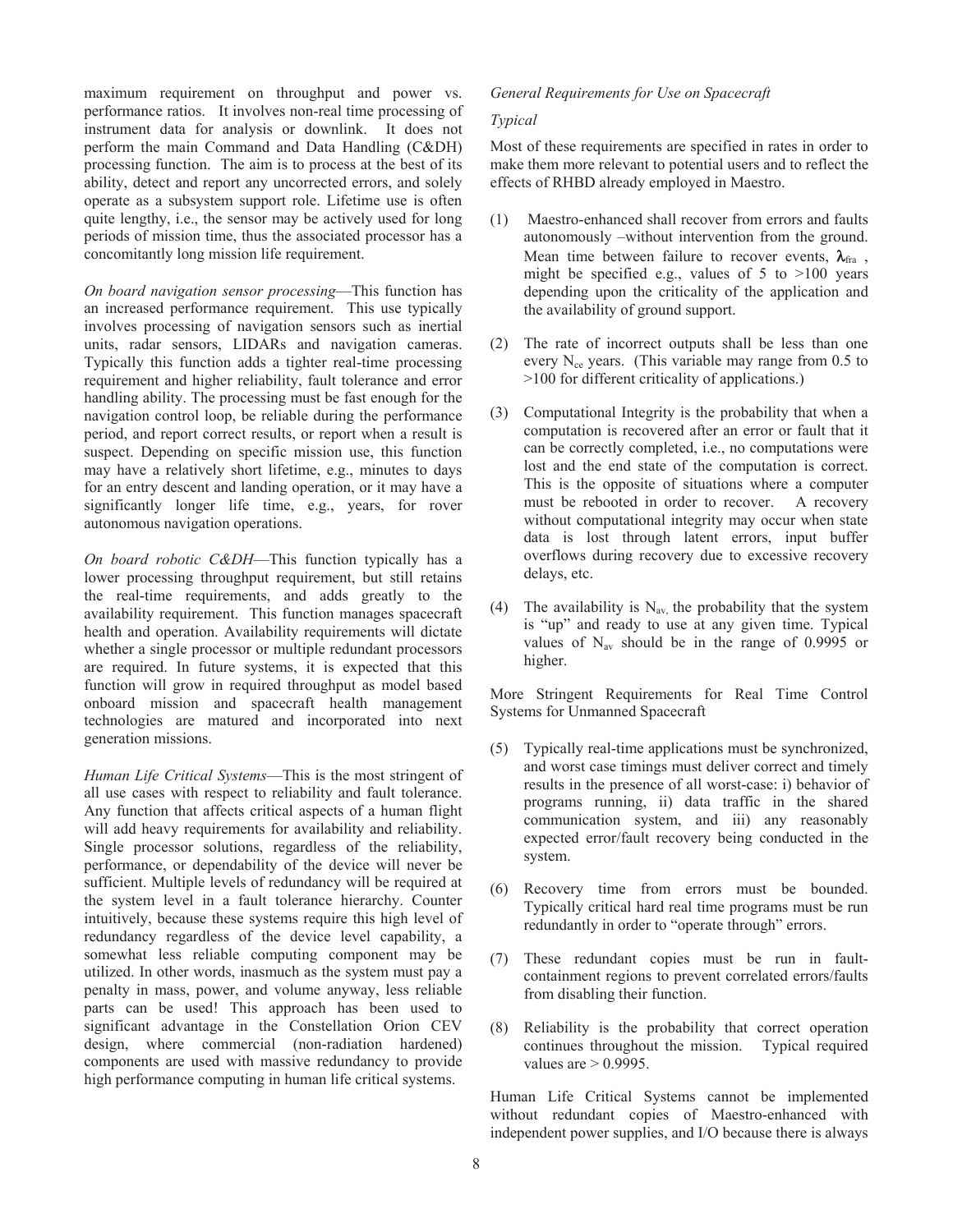maximum requirement on throughput and power vs. performance ratios. It involves non-real time processing of instrument data for analysis or downlink. It does not perform the main Command and Data Handling (C&DH) processing function. The aim is to process at the best of its ability, detect and report any uncorrected errors, and solely operate as a subsystem support role. Lifetime use is often quite lengthy, i.e., the sensor may be actively used for long periods of mission time, thus the associated processor has a concomitantly long mission life requirement.

*On board navigation sensor processing*—This function has an increased performance requirement. This use typically involves processing of navigation sensors such as inertial units, radar sensors, LIDARs and navigation cameras. Typically this function adds a tighter real-time processing requirement and higher reliability, fault tolerance and error handling ability. The processing must be fast enough for the navigation control loop, be reliable during the performance period, and report correct results, or report when a result is suspect. Depending on specific mission use, this function may have a relatively short lifetime, e.g., minutes to days for an entry descent and landing operation, or it may have a significantly longer life time, e.g., years, for rover autonomous navigation operations.

*On board robotic C&DH*—This function typically has a lower processing throughput requirement, but still retains the real-time requirements, and adds greatly to the availability requirement. This function manages spacecraft health and operation. Availability requirements will dictate whether a single processor or multiple redundant processors are required. In future systems, it is expected that this function will grow in required throughput as model based onboard mission and spacecraft health management technologies are matured and incorporated into next generation missions.

*Human Life Critical Systems*—This is the most stringent of all use cases with respect to reliability and fault tolerance. Any function that affects critical aspects of a human flight will add heavy requirements for availability and reliability. Single processor solutions, regardless of the reliability, performance, or dependability of the device will never be sufficient. Multiple levels of redundancy will be required at the system level in a fault tolerance hierarchy. Counter intuitively, because these systems require this high level of redundancy regardless of the device level capability, a somewhat less reliable computing component may be utilized. In other words, inasmuch as the system must pay a penalty in mass, power, and volume anyway, less reliable parts can be used! This approach has been used to significant advantage in the Constellation Orion CEV design, where commercial (non-radiation hardened) components are used with massive redundancy to provide high performance computing in human life critical systems.

*General Requirements for Use on Spacecraft*

*Typical*

Most of these requirements are specified in rates in order to make them more relevant to potential users and to reflect the effects of RHBD already employed in Maestro.

(1) Maestro-enhanced shall recover from errors and faults autonomously –without intervention from the ground. Mean time between failure to recover events, $\lambda_{fra}$ , might be specified e.g., values of 5 to >100 years depending upon the criticality of the application and the availability of ground support.

(2) The rate of incorrect outputs shall be less than one every $N_{ce}$ years. (This variable may range from 0.5 to >100 for different criticality of applications.)

(3) Computational Integrity is the probability that when a computation is recovered after an error or fault that it can be correctly completed, i.e., no computations were lost and the end state of the computation is correct. This is the opposite of situations where a computer must be rebooted in order to recover. A recovery without computational integrity may occur when state data is lost through latent errors, input buffer overflows during recovery due to excessive recovery delays, etc.

(4) The availability is $N_{av}$, the probability that the system is "up" and ready to use at any given time. Typical values of $N_{av}$ should be in the range of 0.9995 or higher.

More Stringent Requirements for Real Time Control Systems for Unmanned Spacecraft

(5) Typically real-time applications must be synchronized, and worst case timings must deliver correct and timely results in the presence of all worst-case: i) behavior of programs running, ii) data traffic in the shared communication system, and iii) any reasonably expected error/fault recovery being conducted in the system.

(6) Recovery time from errors must be bounded. Typically critical hard real time programs must be run redundantly in order to "operate through" errors.

(7) These redundant copies must be run in fault-containment regions to prevent correlated errors/faults from disabling their function.

(8) Reliability is the probability that correct operation continues throughout the mission. Typical required values are > 0.9995.

Human Life Critical Systems cannot be implemented without redundant copies of Maestro-enhanced with independent power supplies, and I/O because there is always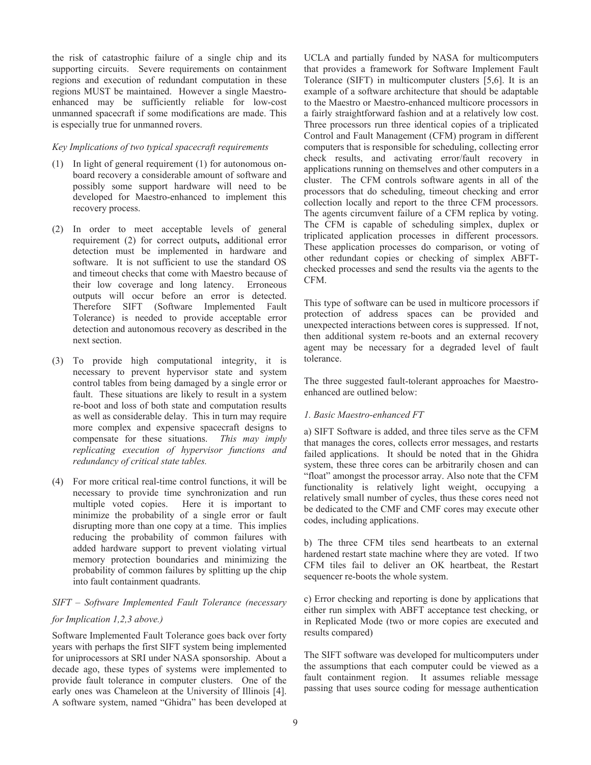the risk of catastrophic failure of a single chip and its supporting circuits. Severe requirements on containment regions and execution of redundant computation in these regions MUST be maintained. However a single Maestro-enhanced may be sufficiently reliable for low-cost unmanned spacecraft if some modifications are made. This is especially true for unmanned rovers.

*Key Implications of two typical spacecraft requirements*

(1) In light of general requirement (1) for autonomous on-board recovery a considerable amount of software and possibly some support hardware will need to be developed for Maestro-enhanced to implement this recovery process.

(2) In order to meet acceptable levels of general requirement (2) for correct outputs**,** additional error detection must be implemented in hardware and software. It is not sufficient to use the standard OS and timeout checks that come with Maestro because of their low coverage and long latency. Erroneous outputs will occur before an error is detected. Therefore SIFT (Software Implemented Fault Tolerance) is needed to provide acceptable error detection and autonomous recovery as described in the next section.

(3) To provide high computational integrity, it is necessary to prevent hypervisor state and system control tables from being damaged by a single error or fault. These situations are likely to result in a system re-boot and loss of both state and computation results as well as considerable delay. This in turn may require more complex and expensive spacecraft designs to compensate for these situations. *This may imply replicating execution of hypervisor functions and redundancy of critical state tables.*

(4) For more critical real-time control functions, it will be necessary to provide time synchronization and run multiple voted copies. Here it is important to minimize the probability of a single error or fault disrupting more than one copy at a time. This implies reducing the probability of common failures with added hardware support to prevent violating virtual memory protection boundaries and minimizing the probability of common failures by splitting up the chip into fault containment quadrants.

*SIFT – Software Implemented Fault Tolerance (necessary for Implication 1,2,3 above.)*

Software Implemented Fault Tolerance goes back over forty years with perhaps the first SIFT system being implemented for uniprocessors at SRI under NASA sponsorship. About a decade ago, these types of systems were implemented to provide fault tolerance in computer clusters. One of the early ones was Chameleon at the University of Illinois [4]. A software system, named "Ghidra" has been developed at UCLA and partially funded by NASA for multicomputers that provides a framework for Software Implement Fault Tolerance (SIFT) in multicomputer clusters [5,6]. It is an example of a software architecture that should be adaptable to the Maestro or Maestro-enhanced multicore processors in a fairly straightforward fashion and at a relatively low cost. Three processors run three identical copies of a triplicated Control and Fault Management (CFM) program in different computers that is responsible for scheduling, collecting error check results, and activating error/fault recovery in applications running on themselves and other computers in a cluster. The CFM controls software agents in all of the processors that do scheduling, timeout checking and error collection locally and report to the three CFM processors. The agents circumvent failure of a CFM replica by voting. The CFM is capable of scheduling simplex, duplex or triplicated application processes in different processors. These application processes do comparison, or voting of other redundant copies or checking of simplex ABFT-checked processes and send the results via the agents to the CFM.

This type of software can be used in multicore processors if protection of address spaces can be provided and unexpected interactions between cores is suppressed. If not, then additional system re-boots and an external recovery agent may be necessary for a degraded level of fault tolerance.

The three suggested fault-tolerant approaches for Maestro-enhanced are outlined below:

*1. Basic Maestro-enhanced FT*

a) SIFT Software is added, and three tiles serve as the CFM that manages the cores, collects error messages, and restarts failed applications. It should be noted that in the Ghidra system, these three cores can be arbitrarily chosen and can "float" amongst the processor array. Also note that the CFM functionality is relatively light weight, occupying a relatively small number of cycles, thus these cores need not be dedicated to the CMF and CMF cores may execute other codes, including applications.

b) The three CFM tiles send heartbeats to an external hardened restart state machine where they are voted. If two CFM tiles fail to deliver an OK heartbeat, the Restart sequencer re-boots the whole system.

c) Error checking and reporting is done by applications that either run simplex with ABFT acceptance test checking, or in Replicated Mode (two or more copies are executed and results compared)

The SIFT software was developed for multicomputers under the assumptions that each computer could be viewed as a fault containment region. It assumes reliable message passing that uses source coding for message authentication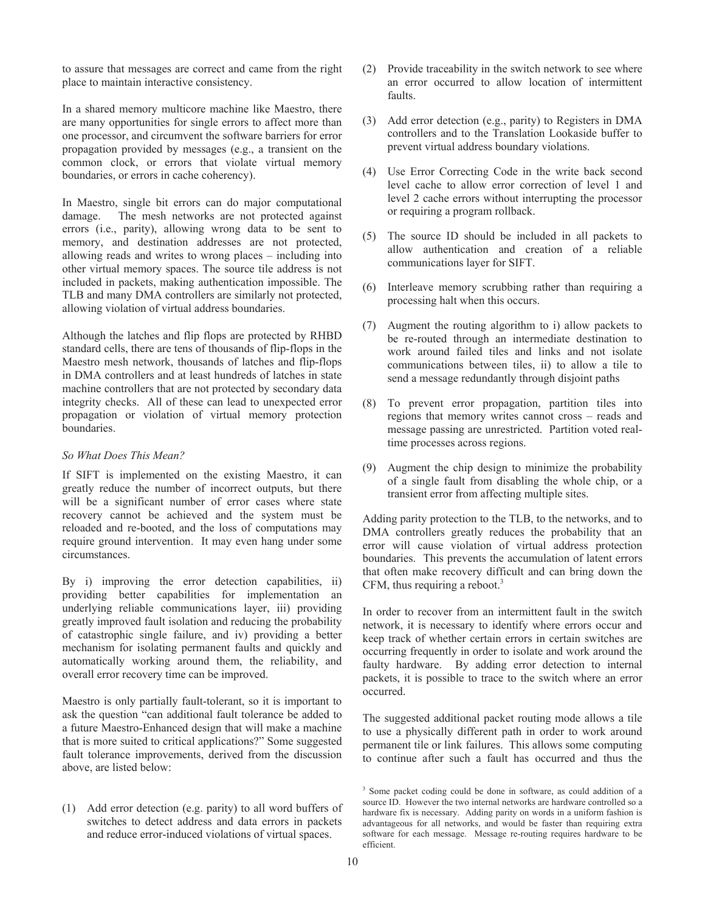to assure that messages are correct and came from the right place to maintain interactive consistency.

In a shared memory multicore machine like Maestro, there are many opportunities for single errors to affect more than one processor, and circumvent the software barriers for error propagation provided by messages (e.g., a transient on the common clock, or errors that violate virtual memory boundaries, or errors in cache coherency).

In Maestro, single bit errors can do major computational damage. The mesh networks are not protected against errors (i.e., parity), allowing wrong data to be sent to memory, and destination addresses are not protected, allowing reads and writes to wrong places – including into other virtual memory spaces. The source tile address is not included in packets, making authentication impossible. The TLB and many DMA controllers are similarly not protected, allowing violation of virtual address boundaries.

Although the latches and flip flops are protected by RHBD standard cells, there are tens of thousands of flip-flops in the Maestro mesh network, thousands of latches and flip-flops in DMA controllers and at least hundreds of latches in state machine controllers that are not protected by secondary data integrity checks. All of these can lead to unexpected error propagation or violation of virtual memory protection boundaries.

*So What Does This Mean?*

If SIFT is implemented on the existing Maestro, it can greatly reduce the number of incorrect outputs, but there will be a significant number of error cases where state recovery cannot be achieved and the system must be reloaded and re-booted, and the loss of computations may require ground intervention. It may even hang under some circumstances.

By i) improving the error detection capabilities, ii) providing better capabilities for implementation an underlying reliable communications layer, iii) providing greatly improved fault isolation and reducing the probability of catastrophic single failure, and iv) providing a better mechanism for isolating permanent faults and quickly and automatically working around them, the reliability, and overall error recovery time can be improved.

Maestro is only partially fault-tolerant, so it is important to ask the question "can additional fault tolerance be added to a future Maestro-Enhanced design that will make a machine that is more suited to critical applications?" Some suggested fault tolerance improvements, derived from the discussion above, are listed below:

(1) Add error detection (e.g. parity) to all word buffers of switches to detect address and data errors in packets and reduce error-induced violations of virtual spaces.

(2) Provide traceability in the switch network to see where an error occurred to allow location of intermittent faults.

(3) Add error detection (e.g., parity) to Registers in DMA controllers and to the Translation Lookaside buffer to prevent virtual address boundary violations.

(4) Use Error Correcting Code in the write back second level cache to allow error correction of level 1 and level 2 cache errors without interrupting the processor or requiring a program rollback.

(5) The source ID should be included in all packets to allow authentication and creation of a reliable communications layer for SIFT.

(6) Interleave memory scrubbing rather than requiring a processing halt when this occurs.

(7) Augment the routing algorithm to i) allow packets to be re-routed through an intermediate destination to work around failed tiles and links and not isolate communications between tiles, ii) to allow a tile to send a message redundantly through disjoint paths

(8) To prevent error propagation, partition tiles into regions that memory writes cannot cross – reads and message passing are unrestricted. Partition voted real-time processes across regions.

(9) Augment the chip design to minimize the probability of a single fault from disabling the whole chip, or a transient error from affecting multiple sites.

Adding parity protection to the TLB, to the networks, and to DMA controllers greatly reduces the probability that an error will cause violation of virtual address protection boundaries. This prevents the accumulation of latent errors that often make recovery difficult and can bring down the CFM, thus requiring a reboot.[3]

In order to recover from an intermittent fault in the switch network, it is necessary to identify where errors occur and keep track of whether certain errors in certain switches are occurring frequently in order to isolate and work around the faulty hardware. By adding error detection to internal packets, it is possible to trace to the switch where an error occurred.

The suggested additional packet routing mode allows a tile to use a physically different path in order to work around permanent tile or link failures. This allows some computing to continue after such a fault has occurred and thus the

[3] Some packet coding could be done in software, as could addition of a source ID. However the two internal networks are hardware controlled so a hardware fix is necessary. Adding parity on words in a uniform fashion is advantageous for all networks, and would be faster than requiring extra software for each message. Message re-routing requires hardware to be efficient.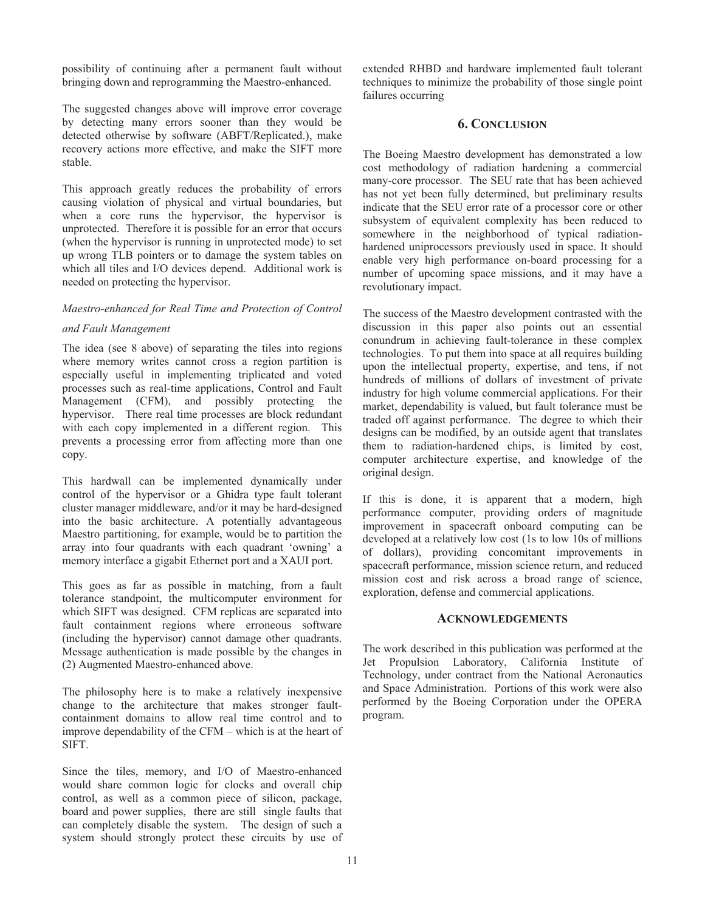possibility of continuing after a permanent fault without bringing down and reprogramming the Maestro-enhanced.

The suggested changes above will improve error coverage by detecting many errors sooner than they would be detected otherwise by software (ABFT/Replicated.), make recovery actions more effective, and make the SIFT more stable.

This approach greatly reduces the probability of errors causing violation of physical and virtual boundaries, but when a core runs the hypervisor, the hypervisor is unprotected. Therefore it is possible for an error that occurs (when the hypervisor is running in unprotected mode) to set up wrong TLB pointers or to damage the system tables on which all tiles and I/O devices depend. Additional work is needed on protecting the hypervisor.

*Maestro-enhanced for Real Time and Protection of Control and Fault Management*

The idea (see 8 above) of separating the tiles into regions where memory writes cannot cross a region partition is especially useful in implementing triplicated and voted processes such as real-time applications, Control and Fault Management (CFM), and possibly protecting the hypervisor. There real time processes are block redundant with each copy implemented in a different region. This prevents a processing error from affecting more than one copy.

This hardwall can be implemented dynamically under control of the hypervisor or a Ghidra type fault tolerant cluster manager middleware, and/or it may be hard-designed into the basic architecture. A potentially advantageous Maestro partitioning, for example, would be to partition the array into four quadrants with each quadrant 'owning' a memory interface a gigabit Ethernet port and a XAUI port.

This goes as far as possible in matching, from a fault tolerance standpoint, the multicomputer environment for which SIFT was designed. CFM replicas are separated into fault containment regions where erroneous software (including the hypervisor) cannot damage other quadrants. Message authentication is made possible by the changes in (2) Augmented Maestro-enhanced above.

The philosophy here is to make a relatively inexpensive change to the architecture that makes stronger fault-containment domains to allow real time control and to improve dependability of the CFM – which is at the heart of SIFT.

Since the tiles, memory, and I/O of Maestro-enhanced would share common logic for clocks and overall chip control, as well as a common piece of silicon, package, board and power supplies, there are still single faults that can completely disable the system. The design of such a system should strongly protect these circuits by use of extended RHBD and hardware implemented fault tolerant techniques to minimize the probability of those single point failures occurring

## 6. Conclusion

The Boeing Maestro development has demonstrated a low cost methodology of radiation hardening a commercial many-core processor. The SEU rate that has been achieved has not yet been fully determined, but preliminary results indicate that the SEU error rate of a processor core or other subsystem of equivalent complexity has been reduced to somewhere in the neighborhood of typical radiation-hardened uniprocessors previously used in space. It should enable very high performance on-board processing for a number of upcoming space missions, and it may have a revolutionary impact.

The success of the Maestro development contrasted with the discussion in this paper also points out an essential conundrum in achieving fault-tolerance in these complex technologies. To put them into space at all requires building upon the intellectual property, expertise, and tens, if not hundreds of millions of dollars of investment of private industry for high volume commercial applications. For their market, dependability is valued, but fault tolerance must be traded off against performance. The degree to which their designs can be modified, by an outside agent that translates them to radiation-hardened chips, is limited by cost, computer architecture expertise, and knowledge of the original design.

If this is done, it is apparent that a modern, high performance computer, providing orders of magnitude improvement in spacecraft onboard computing can be developed at a relatively low cost (1s to low 10s of millions of dollars), providing concomitant improvements in spacecraft performance, mission science return, and reduced mission cost and risk across a broad range of science, exploration, defense and commercial applications.

## Acknowledgements

The work described in this publication was performed at the Jet Propulsion Laboratory, California Institute of Technology, under contract from the National Aeronautics and Space Administration. Portions of this work were also performed by the Boeing Corporation under the OPERA program.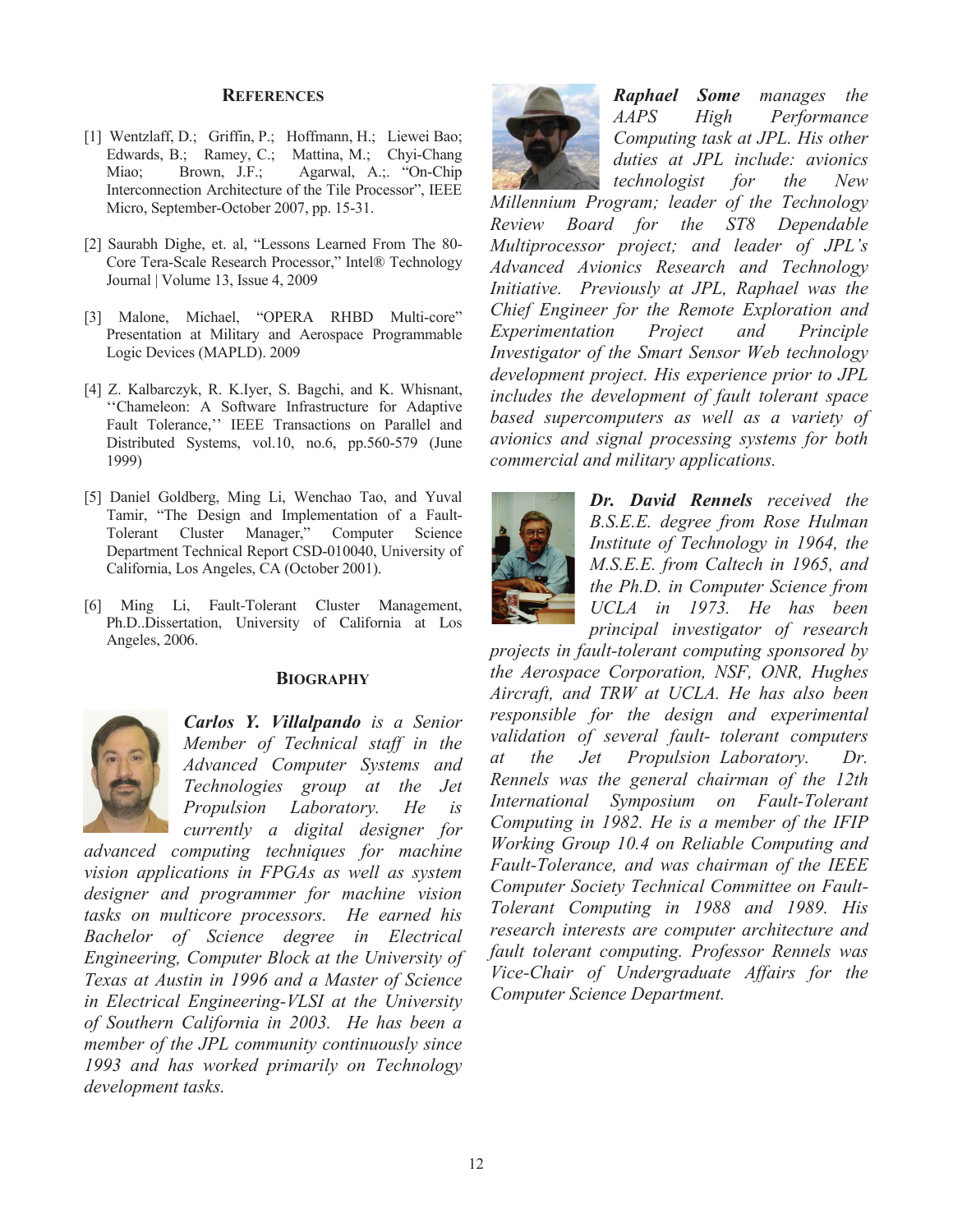## REFERENCES

[1] Wentzlaff, D.; Griffin, P.; Hoffmann, H.; Liewei Bao; Edwards, B.; Ramey, C.; Mattina, M.; Chyi-Chang Miao; Brown, J.F.; Agarwal, A.;. "On-Chip Interconnection Architecture of the Tile Processor", IEEE Micro, September-October 2007, pp. 15-31.

[2] Saurabh Dighe, et. al, "Lessons Learned From The 80-Core Tera-Scale Research Processor," Intel® Technology Journal | Volume 13, Issue 4, 2009

[3] Malone, Michael, "OPERA RHBD Multi-core" Presentation at Military and Aerospace Programmable Logic Devices (MAPLD). 2009

[4] Z. Kalbarczyk, R. K.Iyer, S. Bagchi, and K. Whisnant, ''Chameleon: A Software Infrastructure for Adaptive Fault Tolerance,'' IEEE Transactions on Parallel and Distributed Systems, vol.10, no.6, pp.560-579 (June 1999)

[5] Daniel Goldberg, Ming Li, Wenchao Tao, and Yuval Tamir, "The Design and Implementation of a Fault-Tolerant Cluster Manager," Computer Science Department Technical Report CSD-010040, University of California, Los Angeles, CA (October 2001).

[6] Ming Li, Fault-Tolerant Cluster Management, Ph.D..Dissertation, University of California at Los Angeles, 2006.

## BIOGRAPHY

***Carlos Y. Villalpando*** *is a Senior Member of Technical staff in the Advanced Computer Systems and Technologies group at the Jet Propulsion Laboratory. He is currently a digital designer for advanced computing techniques for machine vision applications in FPGAs as well as system designer and programmer for machine vision tasks on multicore processors. He earned his Bachelor of Science degree in Electrical Engineering, Computer Block at the University of Texas at Austin in 1996 and a Master of Science in Electrical Engineering-VLSI at the University of Southern California in 2003. He has been a member of the JPL community continuously since 1993 and has worked primarily on Technology development tasks.*

***Raphael Some*** *manages the AAPS High Performance Computing task at JPL. His other duties at JPL include: avionics technologist for the New Millennium Program; leader of the Technology Review Board for the ST8 Dependable Multiprocessor project; and leader of JPL's Advanced Avionics Research and Technology Initiative. Previously at JPL, Raphael was the Chief Engineer for the Remote Exploration and Experimentation Project and Principle Investigator of the Smart Sensor Web technology development project. His experience prior to JPL includes the development of fault tolerant space based supercomputers as well as a variety of avionics and signal processing systems for both commercial and military applications.*

***Dr. David Rennels*** *received the B.S.E.E. degree from Rose Hulman Institute of Technology in 1964, the M.S.E.E. from Caltech in 1965, and the Ph.D. in Computer Science from UCLA in 1973. He has been principal investigator of research projects in fault-tolerant computing sponsored by the Aerospace Corporation, NSF, ONR, Hughes Aircraft, and TRW at UCLA. He has also been responsible for the design and experimental validation of several fault- tolerant computers at the Jet Propulsion Laboratory. Dr. Rennels was the general chairman of the 12th International Symposium on Fault-Tolerant Computing in 1982. He is a member of the IFIP Working Group 10.4 on Reliable Computing and Fault-Tolerance, and was chairman of the IEEE Computer Society Technical Committee on Fault-Tolerant Computing in 1988 and 1989. His research interests are computer architecture and fault tolerant computing. Professor Rennels was Vice-Chair of Undergraduate Affairs for the Computer Science Department.*